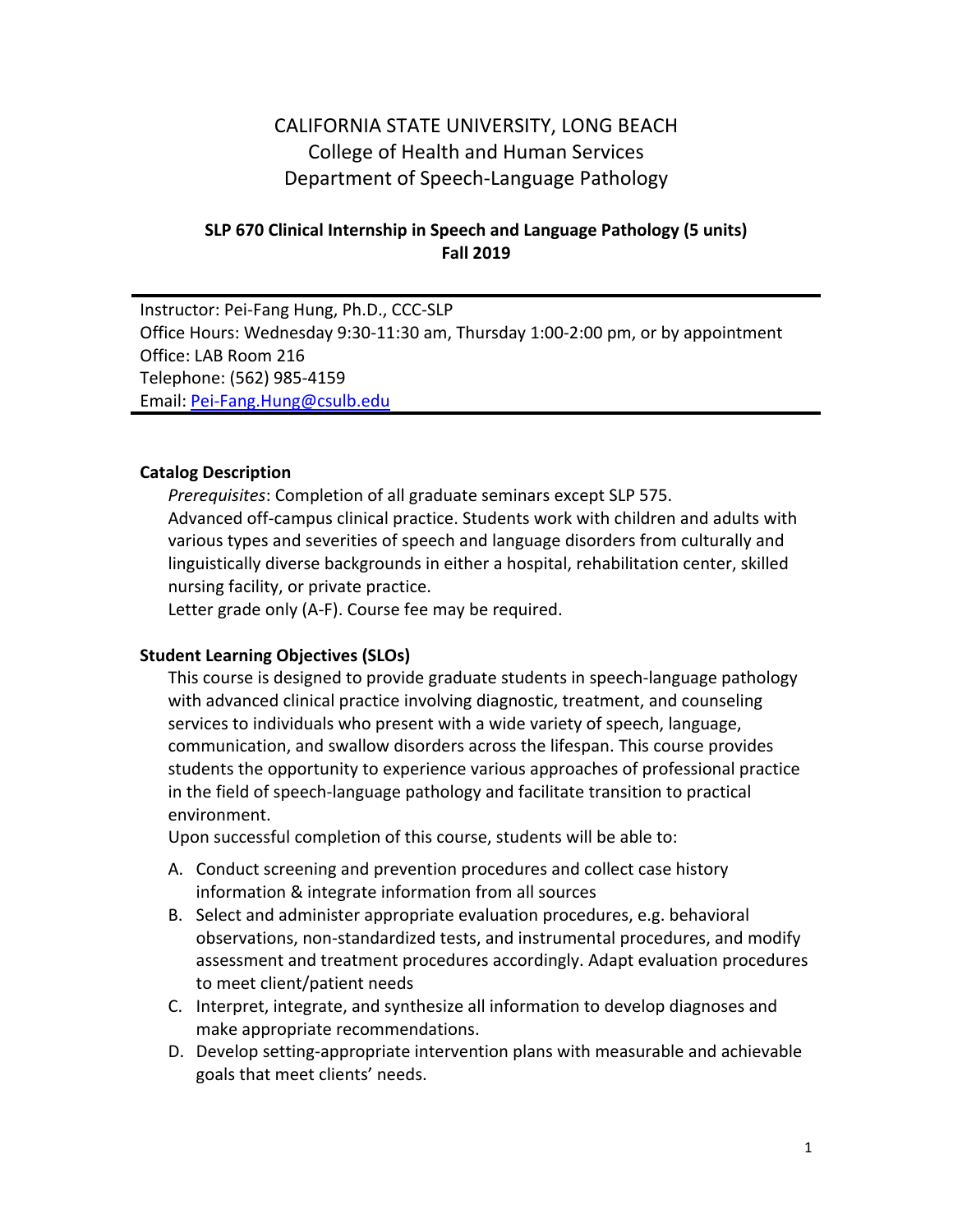# CALIFORNIA STATE UNIVERSITY, LONG BEACH
## College of Health and Human Services
## Department of Speech-Language Pathology

**SLP 670 Clinical Internship in Speech and Language Pathology (5 units)**
**Fall 2019**

---

Instructor: Pei-Fang Hung, Ph.D., CCC-SLP
Office Hours: Wednesday 9:30-11:30 am, Thursday 1:00-2:00 pm, or by appointment
Office: LAB Room 216
Telephone: (562) 985-4159
Email: Pei-Fang.Hung@csulb.edu

---

**Catalog Description**

*Prerequisites*: Completion of all graduate seminars except SLP 575.
Advanced off-campus clinical practice. Students work with children and adults with various types and severities of speech and language disorders from culturally and linguistically diverse backgrounds in either a hospital, rehabilitation center, skilled nursing facility, or private practice.
Letter grade only (A-F). Course fee may be required.

**Student Learning Objectives (SLOs)**

This course is designed to provide graduate students in speech-language pathology with advanced clinical practice involving diagnostic, treatment, and counseling services to individuals who present with a wide variety of speech, language, communication, and swallow disorders across the lifespan. This course provides students the opportunity to experience various approaches of professional practice in the field of speech-language pathology and facilitate transition to practical environment.
Upon successful completion of this course, students will be able to:

A. Conduct screening and prevention procedures and collect case history information & integrate information from all sources
B. Select and administer appropriate evaluation procedures, e.g. behavioral observations, non-standardized tests, and instrumental procedures, and modify assessment and treatment procedures accordingly. Adapt evaluation procedures to meet client/patient needs
C. Interpret, integrate, and synthesize all information to develop diagnoses and make appropriate recommendations.
D. Develop setting-appropriate intervention plans with measurable and achievable goals that meet clients' needs.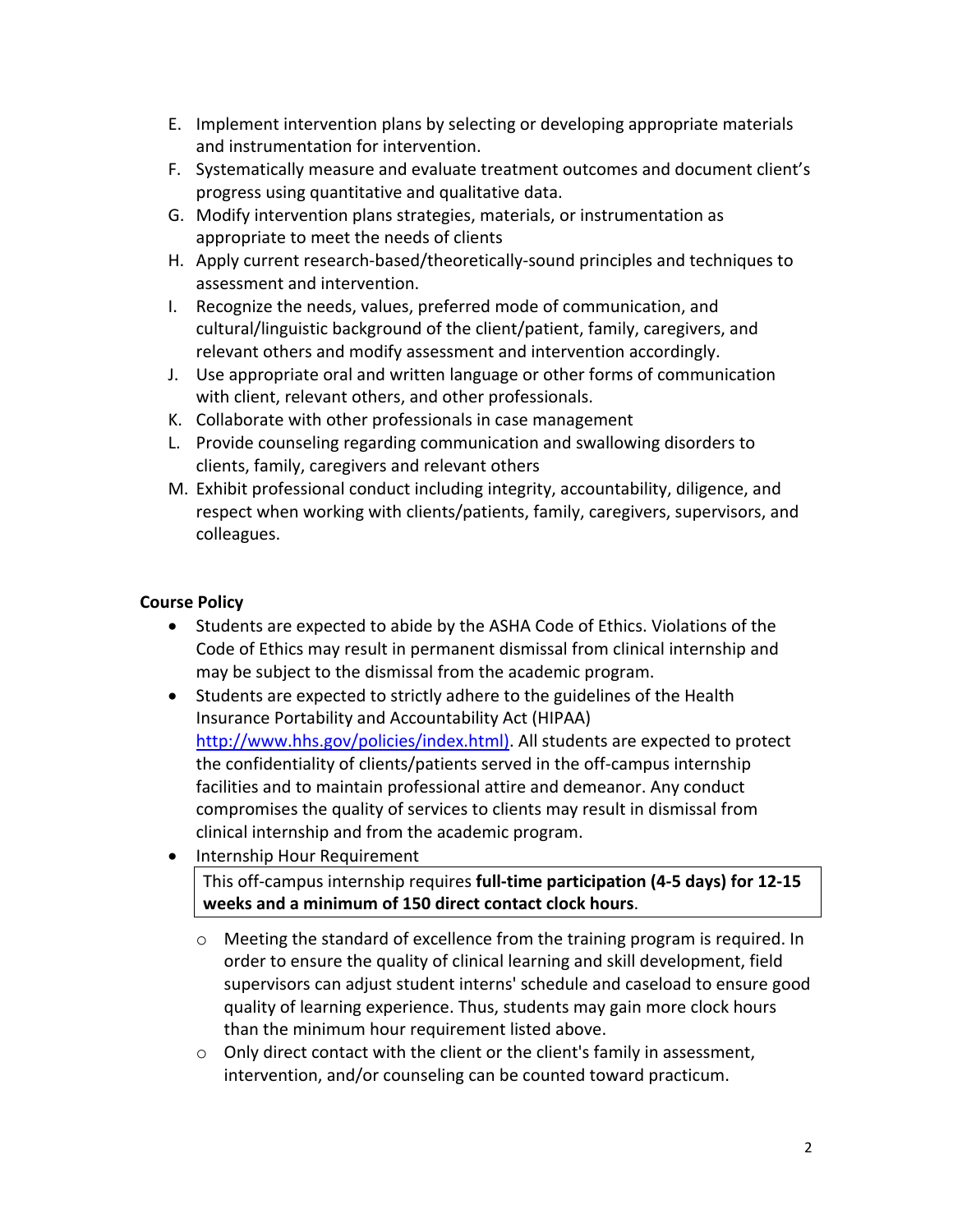E. Implement intervention plans by selecting or developing appropriate materials and instrumentation for intervention.
F. Systematically measure and evaluate treatment outcomes and document client's progress using quantitative and qualitative data.
G. Modify intervention plans strategies, materials, or instrumentation as appropriate to meet the needs of clients
H. Apply current research-based/theoretically-sound principles and techniques to assessment and intervention.
I. Recognize the needs, values, preferred mode of communication, and cultural/linguistic background of the client/patient, family, caregivers, and relevant others and modify assessment and intervention accordingly.
J. Use appropriate oral and written language or other forms of communication with client, relevant others, and other professionals.
K. Collaborate with other professionals in case management
L. Provide counseling regarding communication and swallowing disorders to clients, family, caregivers and relevant others
M. Exhibit professional conduct including integrity, accountability, diligence, and respect when working with clients/patients, family, caregivers, supervisors, and colleagues.

**Course Policy**

- Students are expected to abide by the ASHA Code of Ethics. Violations of the Code of Ethics may result in permanent dismissal from clinical internship and may be subject to the dismissal from the academic program.
- Students are expected to strictly adhere to the guidelines of the Health Insurance Portability and Accountability Act (HIPAA) [http://www.hhs.gov/policies/index.html)](http://www.hhs.gov/policies/index.html). All students are expected to protect the confidentiality of clients/patients served in the off-campus internship facilities and to maintain professional attire and demeanor. Any conduct compromises the quality of services to clients may result in dismissal from clinical internship and from the academic program.
- Internship Hour Requirement

  | This off-campus internship requires **full-time participation (4-5 days) for 12-15 weeks and a minimum of 150 direct contact clock hours**. |
  |---|

  - Meeting the standard of excellence from the training program is required. In order to ensure the quality of clinical learning and skill development, field supervisors can adjust student interns' schedule and caseload to ensure good quality of learning experience. Thus, students may gain more clock hours than the minimum hour requirement listed above.
  - Only direct contact with the client or the client's family in assessment, intervention, and/or counseling can be counted toward practicum.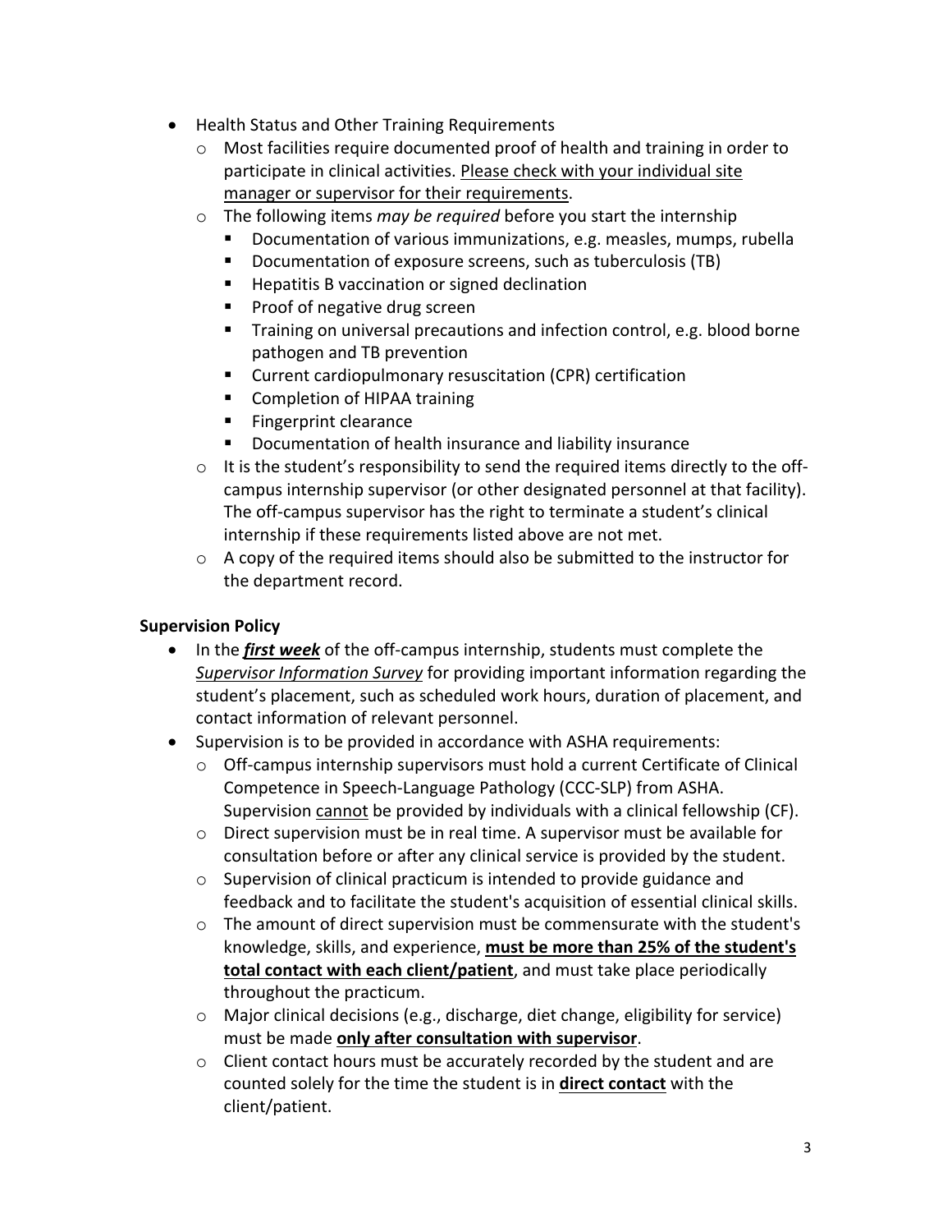- Health Status and Other Training Requirements
  - Most facilities require documented proof of health and training in order to participate in clinical activities. <u>Please check with your individual site manager or supervisor for their requirements</u>.
  - The following items *may be required* before you start the internship
    - Documentation of various immunizations, e.g. measles, mumps, rubella
    - Documentation of exposure screens, such as tuberculosis (TB)
    - Hepatitis B vaccination or signed declination
    - Proof of negative drug screen
    - Training on universal precautions and infection control, e.g. blood borne pathogen and TB prevention
    - Current cardiopulmonary resuscitation (CPR) certification
    - Completion of HIPAA training
    - Fingerprint clearance
    - Documentation of health insurance and liability insurance
  - It is the student's responsibility to send the required items directly to the off-campus internship supervisor (or other designated personnel at that facility). The off-campus supervisor has the right to terminate a student's clinical internship if these requirements listed above are not met.
  - A copy of the required items should also be submitted to the instructor for the department record.

**Supervision Policy**

- In the ***<u>first week</u>*** of the off-campus internship, students must complete the *<u>Supervisor Information Survey</u>* for providing important information regarding the student's placement, such as scheduled work hours, duration of placement, and contact information of relevant personnel.
- Supervision is to be provided in accordance with ASHA requirements:
  - Off-campus internship supervisors must hold a current Certificate of Clinical Competence in Speech-Language Pathology (CCC-SLP) from ASHA. Supervision <u>cannot</u> be provided by individuals with a clinical fellowship (CF).
  - Direct supervision must be in real time. A supervisor must be available for consultation before or after any clinical service is provided by the student.
  - Supervision of clinical practicum is intended to provide guidance and feedback and to facilitate the student's acquisition of essential clinical skills.
  - The amount of direct supervision must be commensurate with the student's knowledge, skills, and experience, **<u>must be more than 25% of the student's total contact with each client/patient</u>**, and must take place periodically throughout the practicum.
  - Major clinical decisions (e.g., discharge, diet change, eligibility for service) must be made **<u>only after consultation with supervisor</u>**.
  - Client contact hours must be accurately recorded by the student and are counted solely for the time the student is in **<u>direct contact</u>** with the client/patient.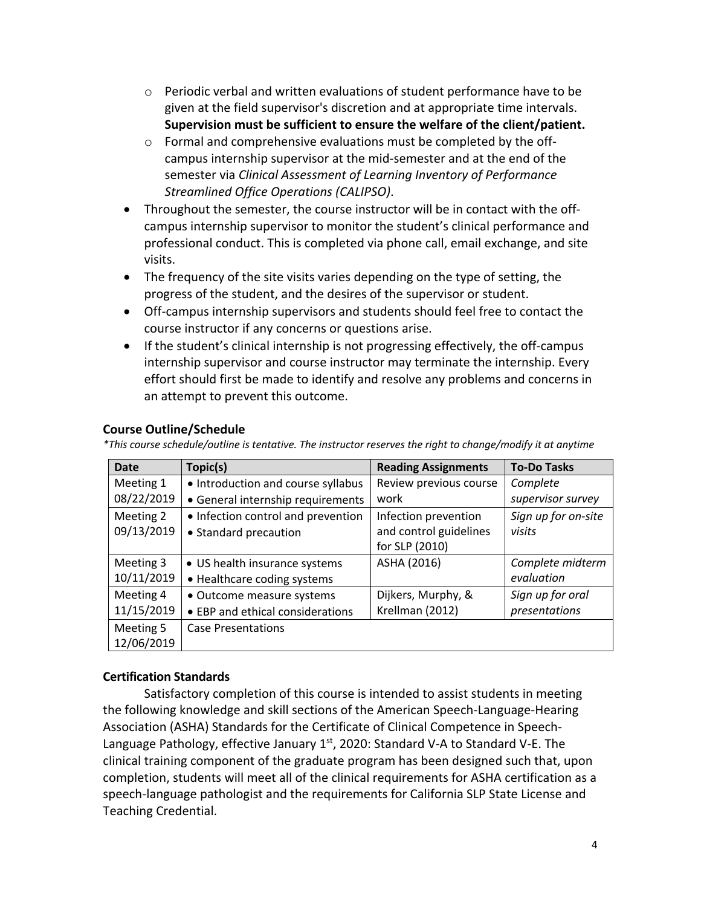- Periodic verbal and written evaluations of student performance have to be given at the field supervisor's discretion and at appropriate time intervals. **Supervision must be sufficient to ensure the welfare of the client/patient.**
  - Formal and comprehensive evaluations must be completed by the off-campus internship supervisor at the mid-semester and at the end of the semester via *Clinical Assessment of Learning Inventory of Performance Streamlined Office Operations (CALIPSO)*.
- Throughout the semester, the course instructor will be in contact with the off-campus internship supervisor to monitor the student's clinical performance and professional conduct. This is completed via phone call, email exchange, and site visits.
- The frequency of the site visits varies depending on the type of setting, the progress of the student, and the desires of the supervisor or student.
- Off-campus internship supervisors and students should feel free to contact the course instructor if any concerns or questions arise.
- If the student's clinical internship is not progressing effectively, the off-campus internship supervisor and course instructor may terminate the internship. Every effort should first be made to identify and resolve any problems and concerns in an attempt to prevent this outcome.

### Course Outline/Schedule

*\*This course schedule/outline is tentative. The instructor reserves the right to change/modify it at anytime*

| Date | Topic(s) | Reading Assignments | To-Do Tasks |
|---|---|---|---|
| Meeting 1 08/22/2019 | • Introduction and course syllabus • General internship requirements | Review previous course work | *Complete supervisor survey* |
| Meeting 2 09/13/2019 | • Infection control and prevention • Standard precaution | Infection prevention and control guidelines for SLP (2010) | *Sign up for on-site visits* |
| Meeting 3 10/11/2019 | • US health insurance systems • Healthcare coding systems | ASHA (2016) | *Complete midterm evaluation* |
| Meeting 4 11/15/2019 | • Outcome measure systems • EBP and ethical considerations | Dijkers, Murphy, & Krellman (2012) | *Sign up for oral presentations* |
| Meeting 5 12/06/2019 | Case Presentations | | |

### Certification Standards

Satisfactory completion of this course is intended to assist students in meeting the following knowledge and skill sections of the American Speech-Language-Hearing Association (ASHA) Standards for the Certificate of Clinical Competence in Speech-Language Pathology, effective January 1st, 2020: Standard V-A to Standard V-E. The clinical training component of the graduate program has been designed such that, upon completion, students will meet all of the clinical requirements for ASHA certification as a speech-language pathologist and the requirements for California SLP State License and Teaching Credential.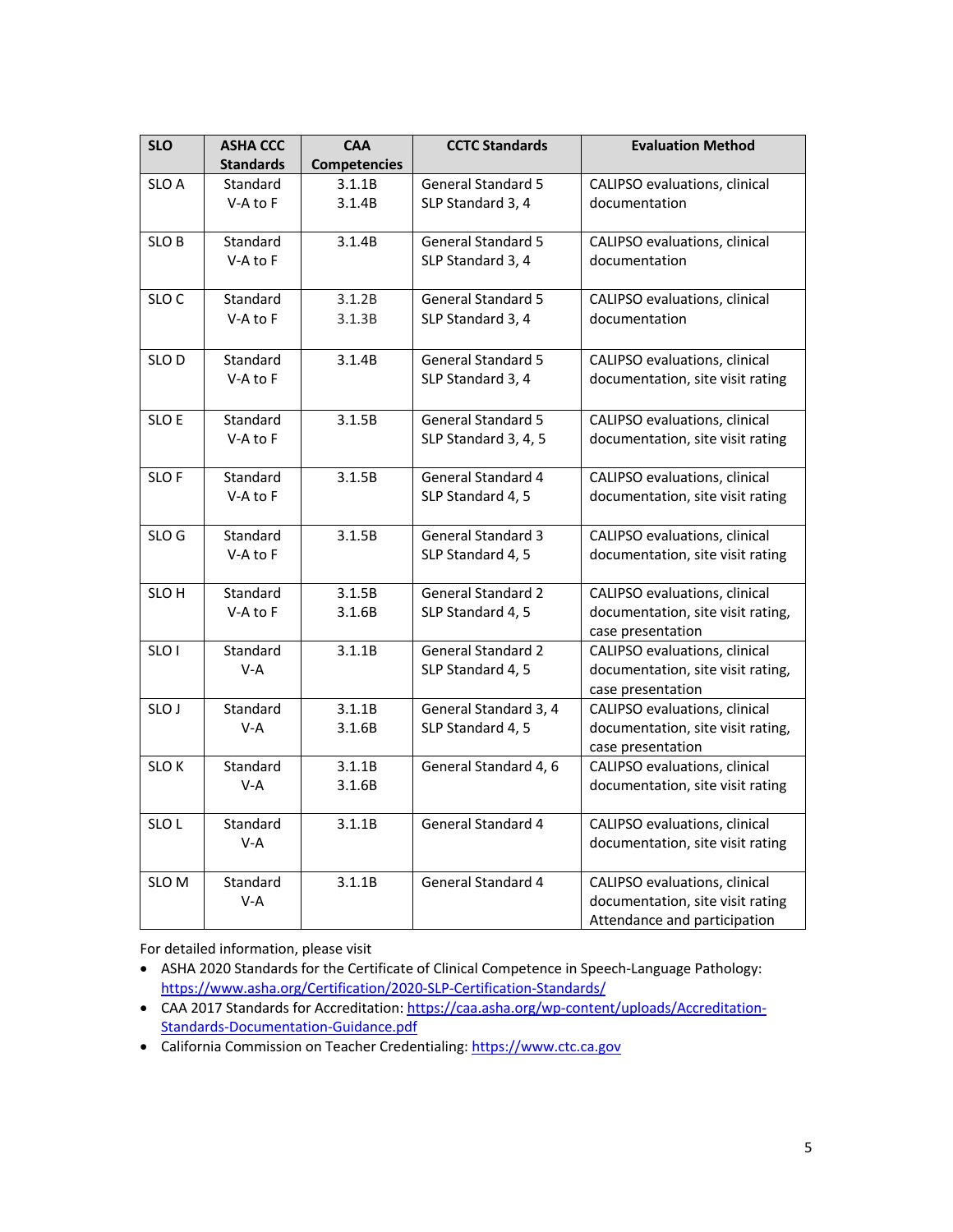| SLO | ASHA CCC Standards | CAA Competencies | CCTC Standards | Evaluation Method |
|---|---|---|---|---|
| SLO A | Standard V-A to F | 3.1.1B<br>3.1.4B | General Standard 5<br>SLP Standard 3, 4 | CALIPSO evaluations, clinical documentation |
| SLO B | Standard V-A to F | 3.1.4B | General Standard 5<br>SLP Standard 3, 4 | CALIPSO evaluations, clinical documentation |
| SLO C | Standard V-A to F | 3.1.2B<br>3.1.3B | General Standard 5<br>SLP Standard 3, 4 | CALIPSO evaluations, clinical documentation |
| SLO D | Standard V-A to F | 3.1.4B | General Standard 5<br>SLP Standard 3, 4 | CALIPSO evaluations, clinical documentation, site visit rating |
| SLO E | Standard V-A to F | 3.1.5B | General Standard 5<br>SLP Standard 3, 4, 5 | CALIPSO evaluations, clinical documentation, site visit rating |
| SLO F | Standard V-A to F | 3.1.5B | General Standard 4<br>SLP Standard 4, 5 | CALIPSO evaluations, clinical documentation, site visit rating |
| SLO G | Standard V-A to F | 3.1.5B | General Standard 3<br>SLP Standard 4, 5 | CALIPSO evaluations, clinical documentation, site visit rating |
| SLO H | Standard V-A to F | 3.1.5B<br>3.1.6B | General Standard 2<br>SLP Standard 4, 5 | CALIPSO evaluations, clinical documentation, site visit rating, case presentation |
| SLO I | Standard V-A | 3.1.1B | General Standard 2<br>SLP Standard 4, 5 | CALIPSO evaluations, clinical documentation, site visit rating, case presentation |
| SLO J | Standard V-A | 3.1.1B<br>3.1.6B | General Standard 3, 4<br>SLP Standard 4, 5 | CALIPSO evaluations, clinical documentation, site visit rating, case presentation |
| SLO K | Standard V-A | 3.1.1B<br>3.1.6B | General Standard 4, 6 | CALIPSO evaluations, clinical documentation, site visit rating |
| SLO L | Standard V-A | 3.1.1B | General Standard 4 | CALIPSO evaluations, clinical documentation, site visit rating |
| SLO M | Standard V-A | 3.1.1B | General Standard 4 | CALIPSO evaluations, clinical documentation, site visit rating Attendance and participation |

For detailed information, please visit

- ASHA 2020 Standards for the Certificate of Clinical Competence in Speech-Language Pathology: https://www.asha.org/Certification/2020-SLP-Certification-Standards/
- CAA 2017 Standards for Accreditation: https://caa.asha.org/wp-content/uploads/Accreditation-Standards-Documentation-Guidance.pdf
- California Commission on Teacher Credentialing: https://www.ctc.ca.gov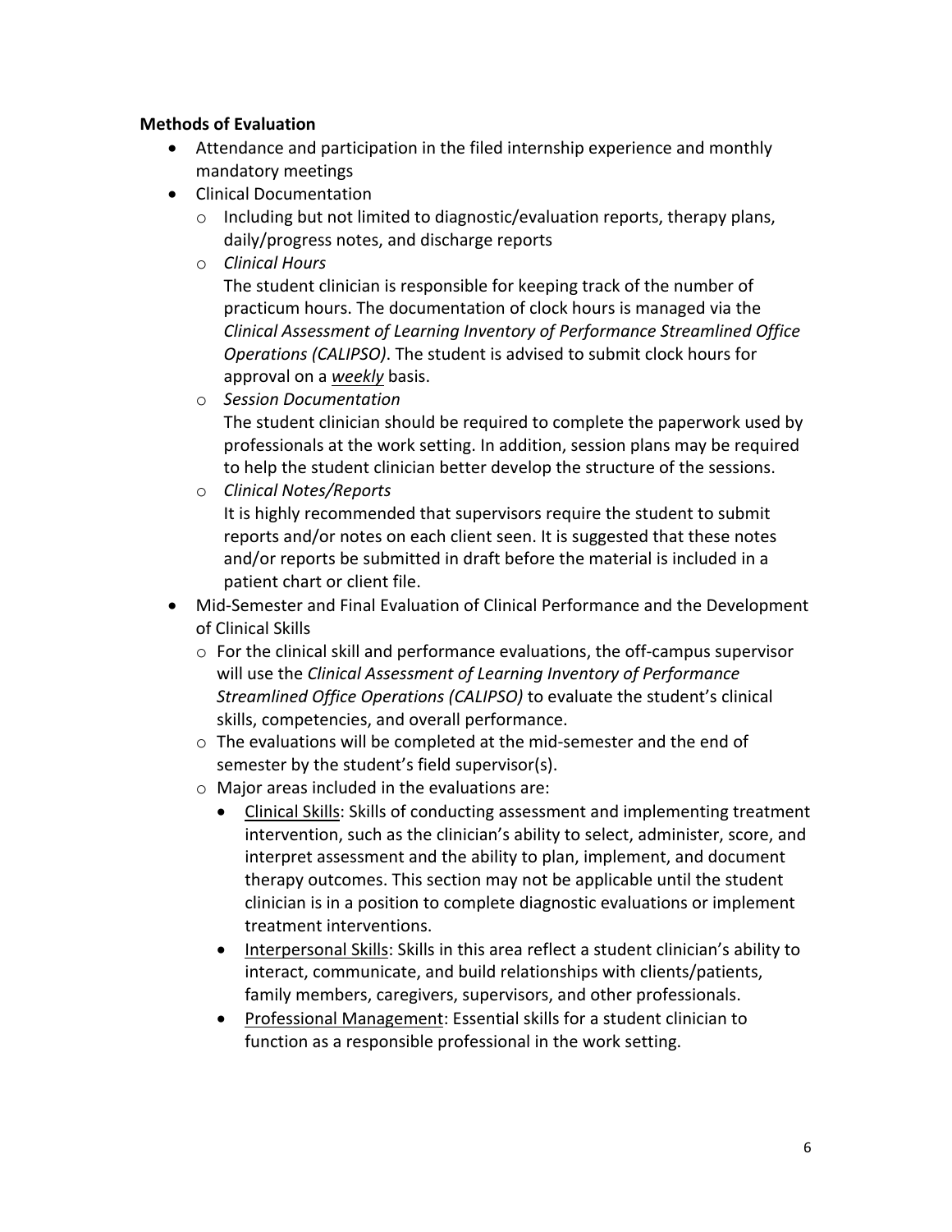**Methods of Evaluation**

- Attendance and participation in the filed internship experience and monthly mandatory meetings
- Clinical Documentation
  - Including but not limited to diagnostic/evaluation reports, therapy plans, daily/progress notes, and discharge reports
  - *Clinical Hours*
    The student clinician is responsible for keeping track of the number of practicum hours. The documentation of clock hours is managed via the *Clinical Assessment of Learning Inventory of Performance Streamlined Office Operations (CALIPSO)*. The student is advised to submit clock hours for approval on a *weekly* basis.
  - *Session Documentation*
    The student clinician should be required to complete the paperwork used by professionals at the work setting. In addition, session plans may be required to help the student clinician better develop the structure of the sessions.
  - *Clinical Notes/Reports*
    It is highly recommended that supervisors require the student to submit reports and/or notes on each client seen. It is suggested that these notes and/or reports be submitted in draft before the material is included in a patient chart or client file.
- Mid-Semester and Final Evaluation of Clinical Performance and the Development of Clinical Skills
  - For the clinical skill and performance evaluations, the off-campus supervisor will use the *Clinical Assessment of Learning Inventory of Performance Streamlined Office Operations (CALIPSO)* to evaluate the student's clinical skills, competencies, and overall performance.
  - The evaluations will be completed at the mid-semester and the end of semester by the student's field supervisor(s).
  - Major areas included in the evaluations are:
    - Clinical Skills: Skills of conducting assessment and implementing treatment intervention, such as the clinician's ability to select, administer, score, and interpret assessment and the ability to plan, implement, and document therapy outcomes. This section may not be applicable until the student clinician is in a position to complete diagnostic evaluations or implement treatment interventions.
    - Interpersonal Skills: Skills in this area reflect a student clinician's ability to interact, communicate, and build relationships with clients/patients, family members, caregivers, supervisors, and other professionals.
    - Professional Management: Essential skills for a student clinician to function as a responsible professional in the work setting.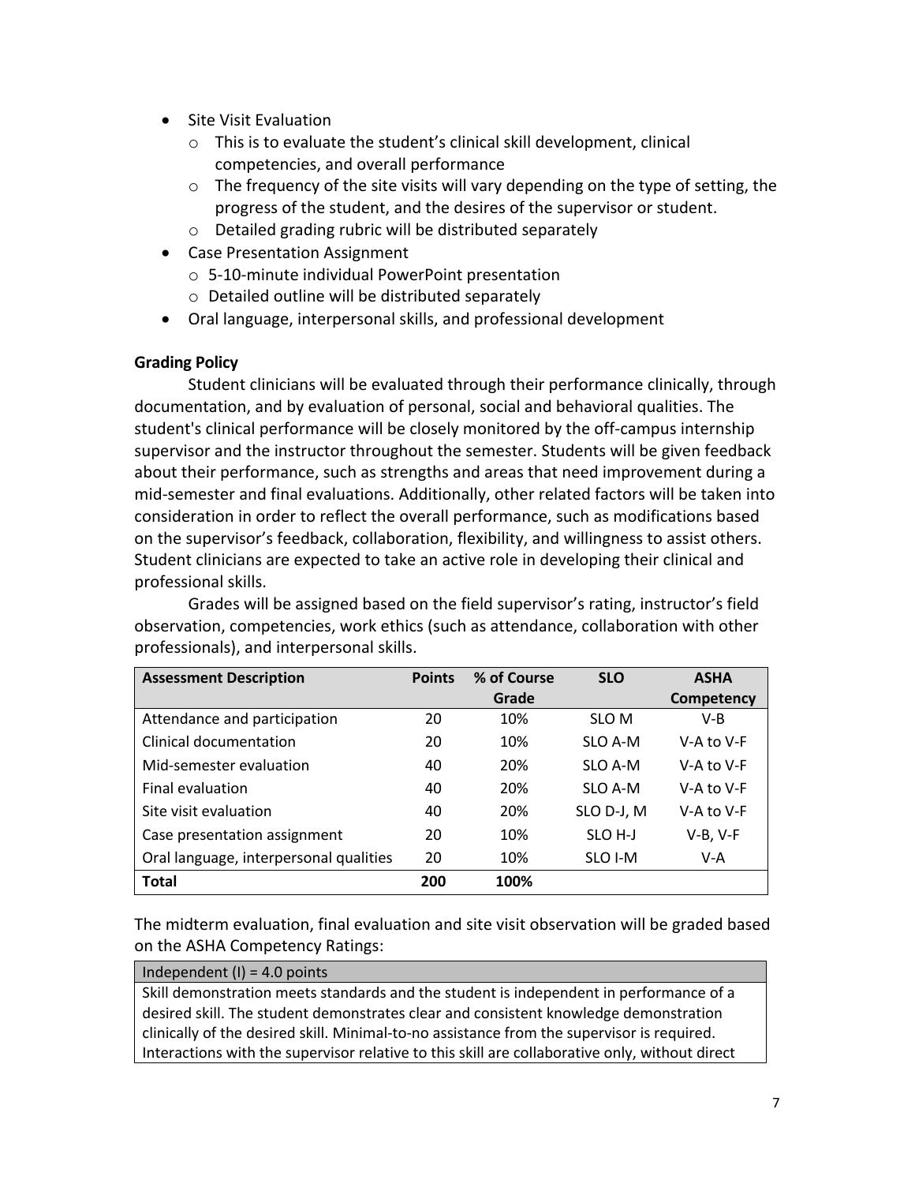- Site Visit Evaluation
  - This is to evaluate the student's clinical skill development, clinical competencies, and overall performance
  - The frequency of the site visits will vary depending on the type of setting, the progress of the student, and the desires of the supervisor or student.
  - Detailed grading rubric will be distributed separately
- Case Presentation Assignment
  - 5-10-minute individual PowerPoint presentation
  - Detailed outline will be distributed separately
- Oral language, interpersonal skills, and professional development

**Grading Policy**

Student clinicians will be evaluated through their performance clinically, through documentation, and by evaluation of personal, social and behavioral qualities. The student's clinical performance will be closely monitored by the off-campus internship supervisor and the instructor throughout the semester. Students will be given feedback about their performance, such as strengths and areas that need improvement during a mid-semester and final evaluations. Additionally, other related factors will be taken into consideration in order to reflect the overall performance, such as modifications based on the supervisor's feedback, collaboration, flexibility, and willingness to assist others. Student clinicians are expected to take an active role in developing their clinical and professional skills.

Grades will be assigned based on the field supervisor's rating, instructor's field observation, competencies, work ethics (such as attendance, collaboration with other professionals), and interpersonal skills.

| Assessment Description | Points | % of Course Grade | SLO | ASHA Competency |
|---|---|---|---|---|
| Attendance and participation | 20 | 10% | SLO M | V-B |
| Clinical documentation | 20 | 10% | SLO A-M | V-A to V-F |
| Mid-semester evaluation | 40 | 20% | SLO A-M | V-A to V-F |
| Final evaluation | 40 | 20% | SLO A-M | V-A to V-F |
| Site visit evaluation | 40 | 20% | SLO D-J, M | V-A to V-F |
| Case presentation assignment | 20 | 10% | SLO H-J | V-B, V-F |
| Oral language, interpersonal qualities | 20 | 10% | SLO I-M | V-A |
| **Total** | **200** | **100%** | | |

The midterm evaluation, final evaluation and site visit observation will be graded based on the ASHA Competency Ratings:

| Independent (I) = 4.0 points |
|---|
| Skill demonstration meets standards and the student is independent in performance of a desired skill. The student demonstrates clear and consistent knowledge demonstration clinically of the desired skill. Minimal-to-no assistance from the supervisor is required. Interactions with the supervisor relative to this skill are collaborative only, without direct |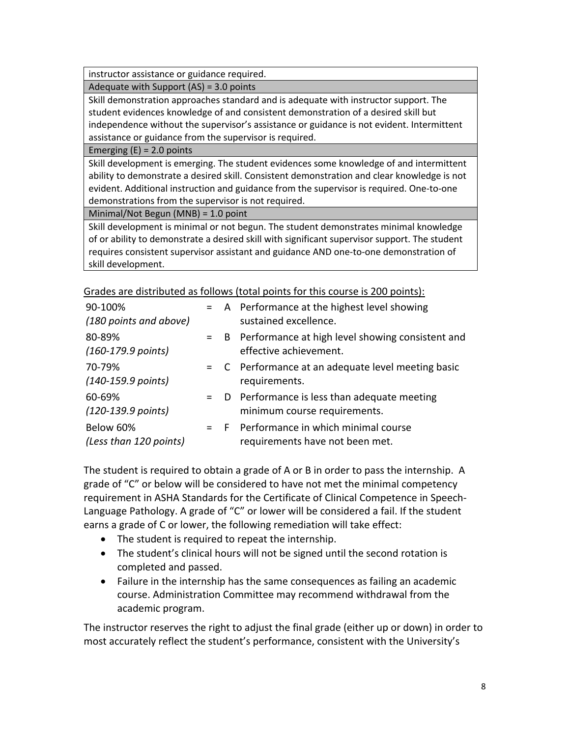| instructor assistance or guidance required. |
| --- |
| Adequate with Support (AS) = 3.0 points |
| Skill demonstration approaches standard and is adequate with instructor support. The student evidences knowledge of and consistent demonstration of a desired skill but independence without the supervisor's assistance or guidance is not evident. Intermittent assistance or guidance from the supervisor is required. |
| Emerging (E) = 2.0 points |
| Skill development is emerging. The student evidences some knowledge of and intermittent ability to demonstrate a desired skill. Consistent demonstration and clear knowledge is not evident. Additional instruction and guidance from the supervisor is required. One-to-one demonstrations from the supervisor is not required. |
| Minimal/Not Begun (MNB) = 1.0 point |
| Skill development is minimal or not begun. The student demonstrates minimal knowledge of or ability to demonstrate a desired skill with significant supervisor support. The student requires consistent supervisor assistant and guidance AND one-to-one demonstration of skill development. |

Grades are distributed as follows (total points for this course is 200 points):

| | | | |
| --- | --- | --- | --- |
| 90-100% *(180 points and above)* | = | A | Performance at the highest level showing sustained excellence. |
| 80-89% *(160-179.9 points)* | = | B | Performance at high level showing consistent and effective achievement. |
| 70-79% *(140-159.9 points)* | = | C | Performance at an adequate level meeting basic requirements. |
| 60-69% *(120-139.9 points)* | = | D | Performance is less than adequate meeting minimum course requirements. |
| Below 60% *(Less than 120 points)* | = | F | Performance in which minimal course requirements have not been met. |

The student is required to obtain a grade of A or B in order to pass the internship. A grade of "C" or below will be considered to have not met the minimal competency requirement in ASHA Standards for the Certificate of Clinical Competence in Speech-Language Pathology. A grade of "C" or lower will be considered a fail. If the student earns a grade of C or lower, the following remediation will take effect:

- The student is required to repeat the internship.
- The student's clinical hours will not be signed until the second rotation is completed and passed.
- Failure in the internship has the same consequences as failing an academic course. Administration Committee may recommend withdrawal from the academic program.

The instructor reserves the right to adjust the final grade (either up or down) in order to most accurately reflect the student's performance, consistent with the University's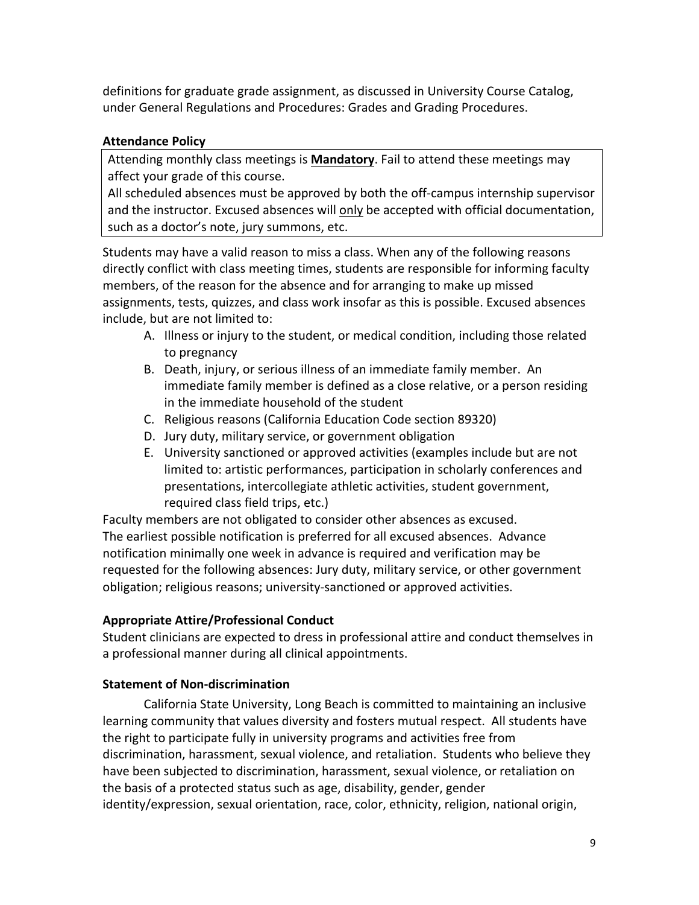definitions for graduate grade assignment, as discussed in University Course Catalog, under General Regulations and Procedures: Grades and Grading Procedures.

**Attendance Policy**

Attending monthly class meetings is **Mandatory**. Fail to attend these meetings may affect your grade of this course.
All scheduled absences must be approved by both the off-campus internship supervisor and the instructor. Excused absences will only be accepted with official documentation, such as a doctor's note, jury summons, etc.

Students may have a valid reason to miss a class. When any of the following reasons directly conflict with class meeting times, students are responsible for informing faculty members, of the reason for the absence and for arranging to make up missed assignments, tests, quizzes, and class work insofar as this is possible. Excused absences include, but are not limited to:

A. Illness or injury to the student, or medical condition, including those related to pregnancy
B. Death, injury, or serious illness of an immediate family member. An immediate family member is defined as a close relative, or a person residing in the immediate household of the student
C. Religious reasons (California Education Code section 89320)
D. Jury duty, military service, or government obligation
E. University sanctioned or approved activities (examples include but are not limited to: artistic performances, participation in scholarly conferences and presentations, intercollegiate athletic activities, student government, required class field trips, etc.)

Faculty members are not obligated to consider other absences as excused.
The earliest possible notification is preferred for all excused absences. Advance notification minimally one week in advance is required and verification may be requested for the following absences: Jury duty, military service, or other government obligation; religious reasons; university-sanctioned or approved activities.

**Appropriate Attire/Professional Conduct**

Student clinicians are expected to dress in professional attire and conduct themselves in a professional manner during all clinical appointments.

**Statement of Non-discrimination**

California State University, Long Beach is committed to maintaining an inclusive learning community that values diversity and fosters mutual respect. All students have the right to participate fully in university programs and activities free from discrimination, harassment, sexual violence, and retaliation. Students who believe they have been subjected to discrimination, harassment, sexual violence, or retaliation on the basis of a protected status such as age, disability, gender, gender identity/expression, sexual orientation, race, color, ethnicity, religion, national origin,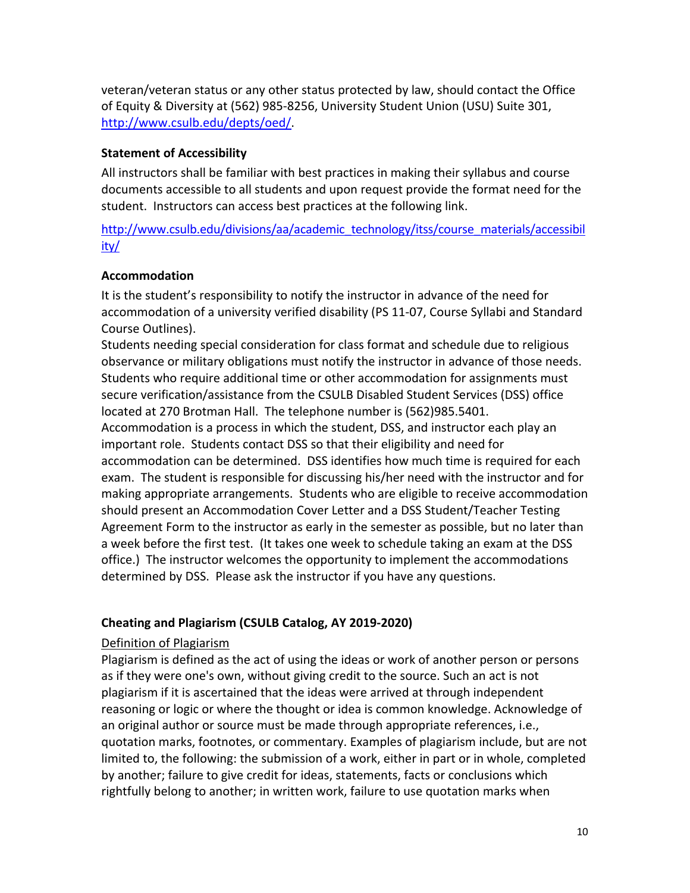veteran/veteran status or any other status protected by law, should contact the Office of Equity & Diversity at (562) 985-8256, University Student Union (USU) Suite 301, http://www.csulb.edu/depts/oed/.

**Statement of Accessibility**

All instructors shall be familiar with best practices in making their syllabus and course documents accessible to all students and upon request provide the format need for the student. Instructors can access best practices at the following link.

http://www.csulb.edu/divisions/aa/academic_technology/itss/course_materials/accessibility/

**Accommodation**

It is the student's responsibility to notify the instructor in advance of the need for accommodation of a university verified disability (PS 11-07, Course Syllabi and Standard Course Outlines).
Students needing special consideration for class format and schedule due to religious observance or military obligations must notify the instructor in advance of those needs. Students who require additional time or other accommodation for assignments must secure verification/assistance from the CSULB Disabled Student Services (DSS) office located at 270 Brotman Hall. The telephone number is (562)985.5401.
Accommodation is a process in which the student, DSS, and instructor each play an important role. Students contact DSS so that their eligibility and need for accommodation can be determined. DSS identifies how much time is required for each exam. The student is responsible for discussing his/her need with the instructor and for making appropriate arrangements. Students who are eligible to receive accommodation should present an Accommodation Cover Letter and a DSS Student/Teacher Testing Agreement Form to the instructor as early in the semester as possible, but no later than a week before the first test. (It takes one week to schedule taking an exam at the DSS office.) The instructor welcomes the opportunity to implement the accommodations determined by DSS. Please ask the instructor if you have any questions.

**Cheating and Plagiarism (CSULB Catalog, AY 2019-2020)**

Definition of Plagiarism

Plagiarism is defined as the act of using the ideas or work of another person or persons as if they were one's own, without giving credit to the source. Such an act is not plagiarism if it is ascertained that the ideas were arrived at through independent reasoning or logic or where the thought or idea is common knowledge. Acknowledge of an original author or source must be made through appropriate references, i.e., quotation marks, footnotes, or commentary. Examples of plagiarism include, but are not limited to, the following: the submission of a work, either in part or in whole, completed by another; failure to give credit for ideas, statements, facts or conclusions which rightfully belong to another; in written work, failure to use quotation marks when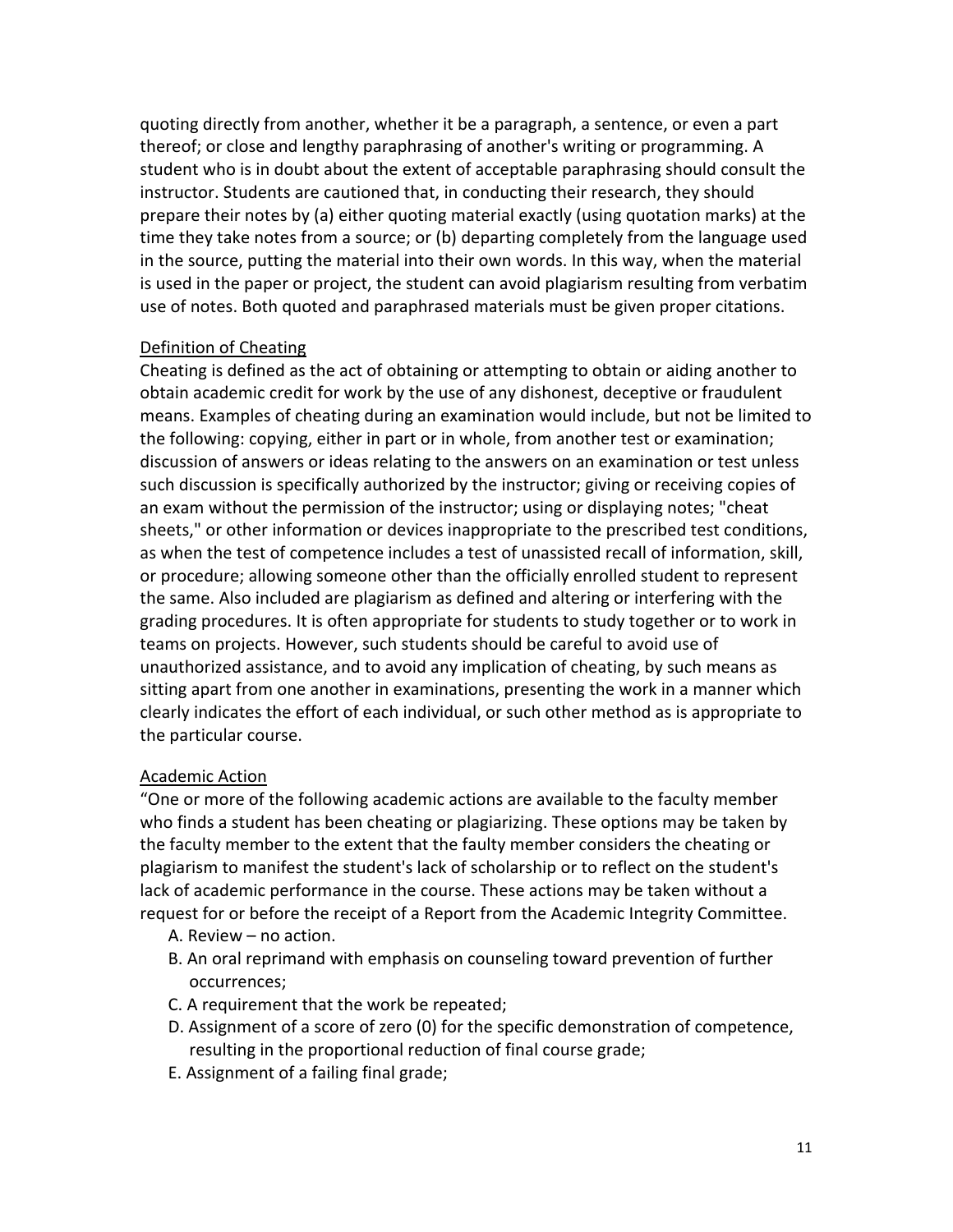quoting directly from another, whether it be a paragraph, a sentence, or even a part thereof; or close and lengthy paraphrasing of another's writing or programming. A student who is in doubt about the extent of acceptable paraphrasing should consult the instructor. Students are cautioned that, in conducting their research, they should prepare their notes by (a) either quoting material exactly (using quotation marks) at the time they take notes from a source; or (b) departing completely from the language used in the source, putting the material into their own words. In this way, when the material is used in the paper or project, the student can avoid plagiarism resulting from verbatim use of notes. Both quoted and paraphrased materials must be given proper citations.

<u>Definition of Cheating</u>

Cheating is defined as the act of obtaining or attempting to obtain or aiding another to obtain academic credit for work by the use of any dishonest, deceptive or fraudulent means. Examples of cheating during an examination would include, but not be limited to the following: copying, either in part or in whole, from another test or examination; discussion of answers or ideas relating to the answers on an examination or test unless such discussion is specifically authorized by the instructor; giving or receiving copies of an exam without the permission of the instructor; using or displaying notes; "cheat sheets," or other information or devices inappropriate to the prescribed test conditions, as when the test of competence includes a test of unassisted recall of information, skill, or procedure; allowing someone other than the officially enrolled student to represent the same. Also included are plagiarism as defined and altering or interfering with the grading procedures. It is often appropriate for students to study together or to work in teams on projects. However, such students should be careful to avoid use of unauthorized assistance, and to avoid any implication of cheating, by such means as sitting apart from one another in examinations, presenting the work in a manner which clearly indicates the effort of each individual, or such other method as is appropriate to the particular course.

<u>Academic Action</u>

"One or more of the following academic actions are available to the faculty member who finds a student has been cheating or plagiarizing. These options may be taken by the faculty member to the extent that the faulty member considers the cheating or plagiarism to manifest the student's lack of scholarship or to reflect on the student's lack of academic performance in the course. These actions may be taken without a request for or before the receipt of a Report from the Academic Integrity Committee.

A. Review – no action.
B. An oral reprimand with emphasis on counseling toward prevention of further occurrences;
C. A requirement that the work be repeated;
D. Assignment of a score of zero (0) for the specific demonstration of competence, resulting in the proportional reduction of final course grade;
E. Assignment of a failing final grade;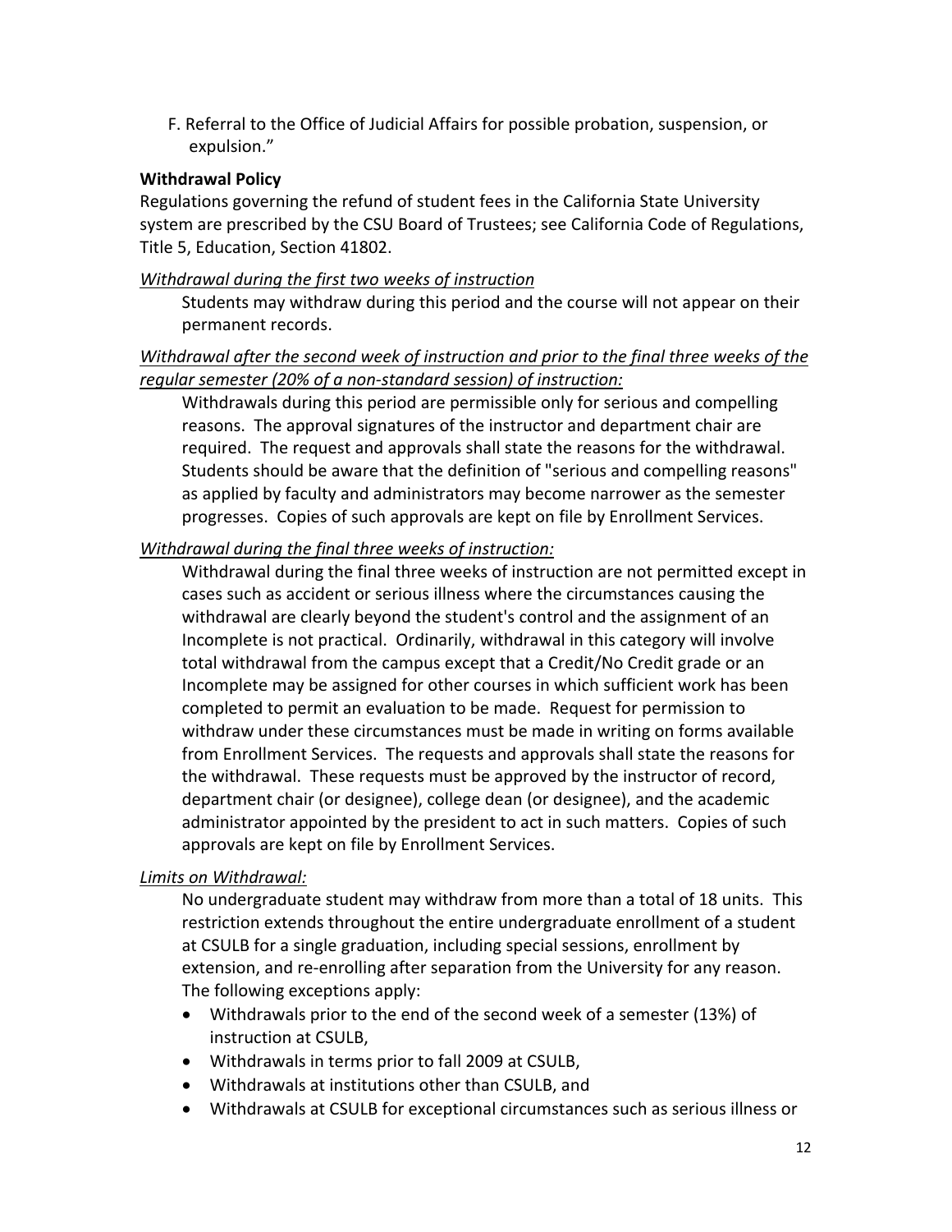F. Referral to the Office of Judicial Affairs for possible probation, suspension, or expulsion."

**Withdrawal Policy**

Regulations governing the refund of student fees in the California State University system are prescribed by the CSU Board of Trustees; see California Code of Regulations, Title 5, Education, Section 41802.

*Withdrawal during the first two weeks of instruction*

Students may withdraw during this period and the course will not appear on their permanent records.

*Withdrawal after the second week of instruction and prior to the final three weeks of the regular semester (20% of a non-standard session) of instruction:*

Withdrawals during this period are permissible only for serious and compelling reasons. The approval signatures of the instructor and department chair are required. The request and approvals shall state the reasons for the withdrawal. Students should be aware that the definition of "serious and compelling reasons" as applied by faculty and administrators may become narrower as the semester progresses. Copies of such approvals are kept on file by Enrollment Services.

*Withdrawal during the final three weeks of instruction:*

Withdrawal during the final three weeks of instruction are not permitted except in cases such as accident or serious illness where the circumstances causing the withdrawal are clearly beyond the student's control and the assignment of an Incomplete is not practical. Ordinarily, withdrawal in this category will involve total withdrawal from the campus except that a Credit/No Credit grade or an Incomplete may be assigned for other courses in which sufficient work has been completed to permit an evaluation to be made. Request for permission to withdraw under these circumstances must be made in writing on forms available from Enrollment Services. The requests and approvals shall state the reasons for the withdrawal. These requests must be approved by the instructor of record, department chair (or designee), college dean (or designee), and the academic administrator appointed by the president to act in such matters. Copies of such approvals are kept on file by Enrollment Services.

*Limits on Withdrawal:*

No undergraduate student may withdraw from more than a total of 18 units. This restriction extends throughout the entire undergraduate enrollment of a student at CSULB for a single graduation, including special sessions, enrollment by extension, and re-enrolling after separation from the University for any reason. The following exceptions apply:

- Withdrawals prior to the end of the second week of a semester (13%) of instruction at CSULB,
- Withdrawals in terms prior to fall 2009 at CSULB,
- Withdrawals at institutions other than CSULB, and
- Withdrawals at CSULB for exceptional circumstances such as serious illness or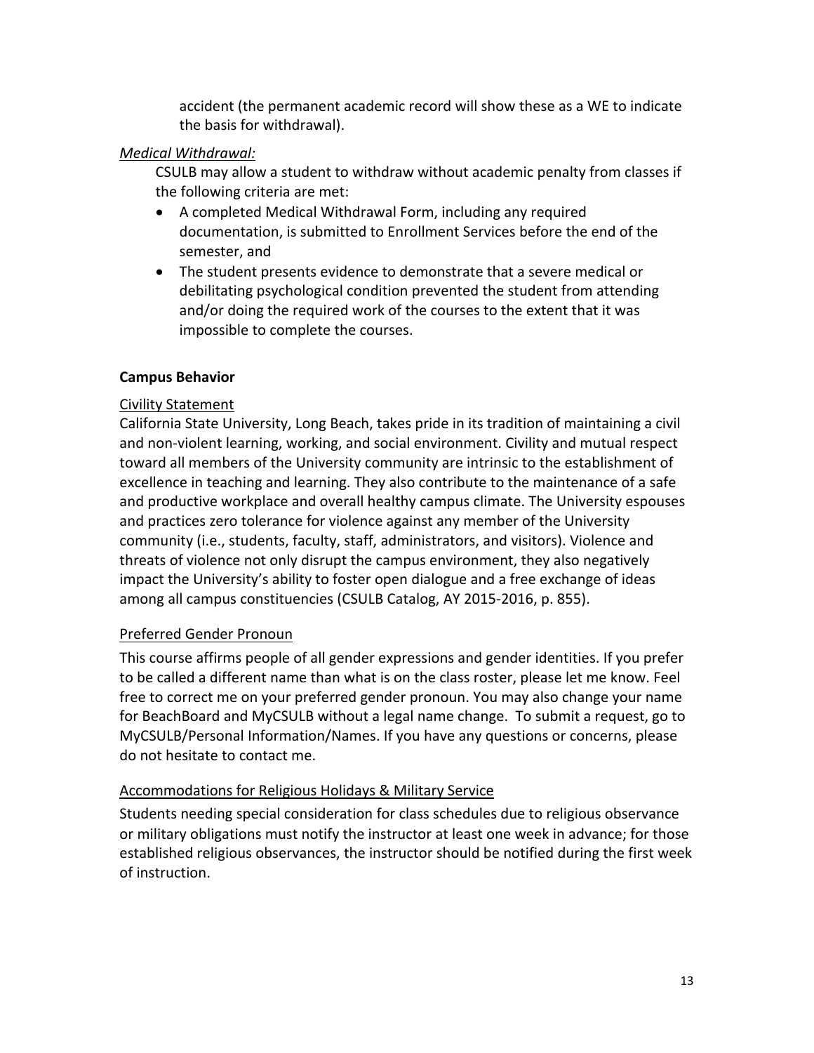accident (the permanent academic record will show these as a WE to indicate the basis for withdrawal).

*Medical Withdrawal:*

CSULB may allow a student to withdraw without academic penalty from classes if the following criteria are met:

- A completed Medical Withdrawal Form, including any required documentation, is submitted to Enrollment Services before the end of the semester, and
- The student presents evidence to demonstrate that a severe medical or debilitating psychological condition prevented the student from attending and/or doing the required work of the courses to the extent that it was impossible to complete the courses.

**Campus Behavior**

Civility Statement

California State University, Long Beach, takes pride in its tradition of maintaining a civil and non-violent learning, working, and social environment. Civility and mutual respect toward all members of the University community are intrinsic to the establishment of excellence in teaching and learning. They also contribute to the maintenance of a safe and productive workplace and overall healthy campus climate. The University espouses and practices zero tolerance for violence against any member of the University community (i.e., students, faculty, staff, administrators, and visitors). Violence and threats of violence not only disrupt the campus environment, they also negatively impact the University's ability to foster open dialogue and a free exchange of ideas among all campus constituencies (CSULB Catalog, AY 2015-2016, p. 855).

Preferred Gender Pronoun

This course affirms people of all gender expressions and gender identities. If you prefer to be called a different name than what is on the class roster, please let me know. Feel free to correct me on your preferred gender pronoun. You may also change your name for BeachBoard and MyCSULB without a legal name change. To submit a request, go to MyCSULB/Personal Information/Names. If you have any questions or concerns, please do not hesitate to contact me.

Accommodations for Religious Holidays & Military Service

Students needing special consideration for class schedules due to religious observance or military obligations must notify the instructor at least one week in advance; for those established religious observances, the instructor should be notified during the first week of instruction.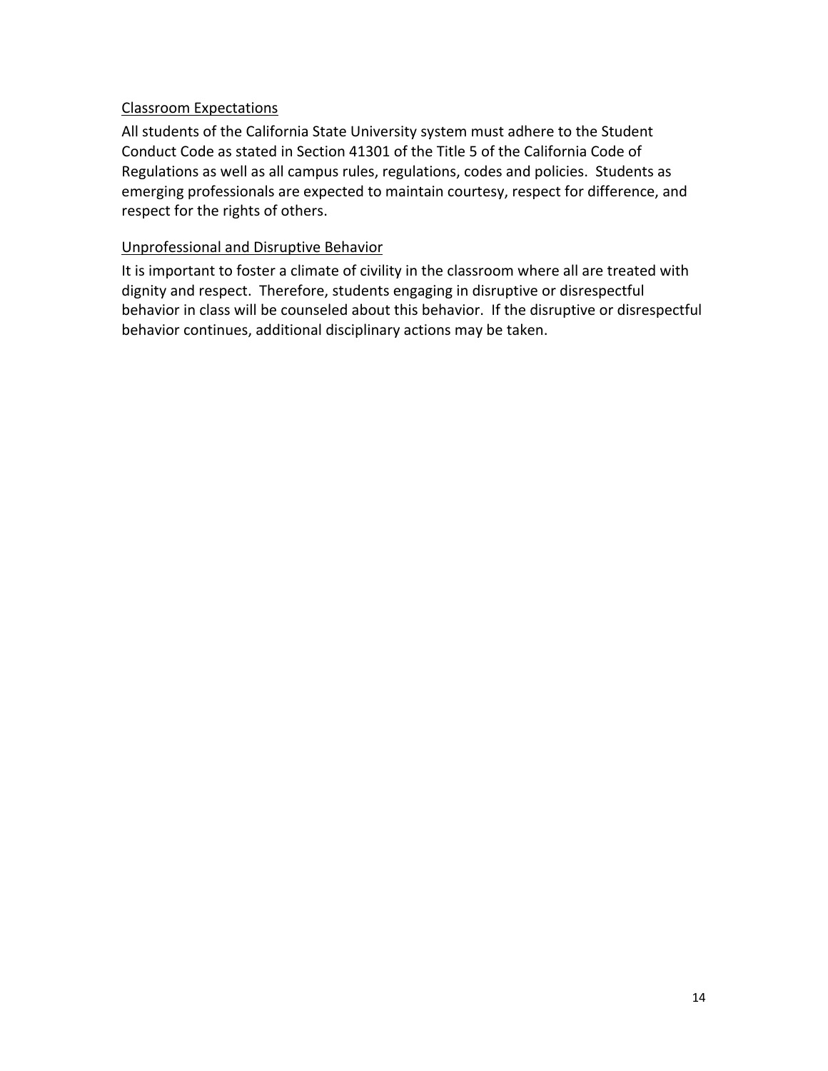### Classroom Expectations

All students of the California State University system must adhere to the Student Conduct Code as stated in Section 41301 of the Title 5 of the California Code of Regulations as well as all campus rules, regulations, codes and policies. Students as emerging professionals are expected to maintain courtesy, respect for difference, and respect for the rights of others.

### Unprofessional and Disruptive Behavior

It is important to foster a climate of civility in the classroom where all are treated with dignity and respect. Therefore, students engaging in disruptive or disrespectful behavior in class will be counseled about this behavior. If the disruptive or disrespectful behavior continues, additional disciplinary actions may be taken.